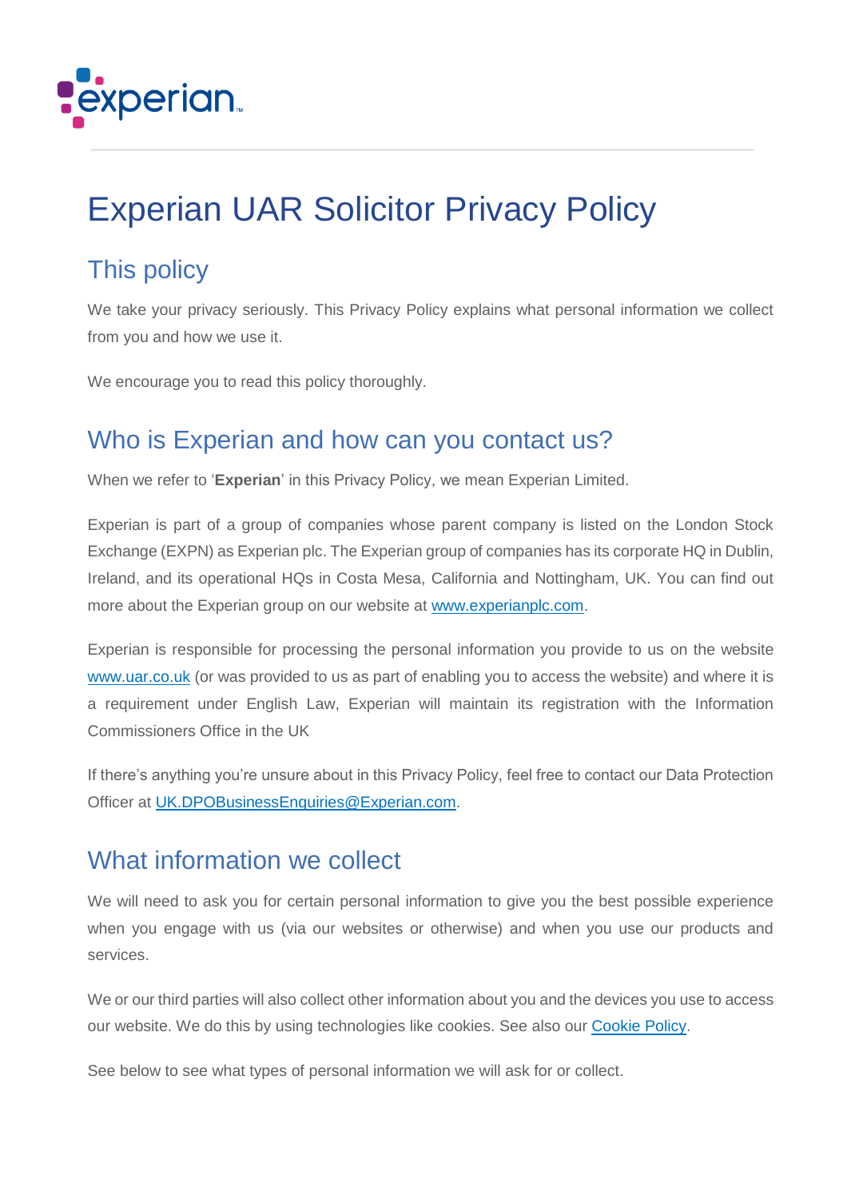# Experian UAR Solicitor Privacy Policy

## This policy

We take your privacy seriously. This Privacy Policy explains what personal information we collect from you and how we use it.

We encourage you to read this policy thoroughly.

## Who is Experian and how can you contact us?

When we refer to '**Experian**' in this Privacy Policy, we mean Experian Limited.

Experian is part of a group of companies whose parent company is listed on the London Stock Exchange (EXPN) as Experian plc. The Experian group of companies has its corporate HQ in Dublin, Ireland, and its operational HQs in Costa Mesa, California and Nottingham, UK. You can find out more about the Experian group on our website at [www.experianplc.com](www.experianplc.com).

Experian is responsible for processing the personal information you provide to us on the website [www.uar.co.uk](www.uar.co.uk) (or was provided to us as part of enabling you to access the website) and where it is a requirement under English Law, Experian will maintain its registration with the Information Commissioners Office in the UK

If there's anything you're unsure about in this Privacy Policy, feel free to contact our Data Protection Officer at [UK.DPOBusinessEnquiries@Experian.com](mailto:UK.DPOBusinessEnquiries@Experian.com).

## What information we collect

We will need to ask you for certain personal information to give you the best possible experience when you engage with us (via our websites or otherwise) and when you use our products and services.

We or our third parties will also collect other information about you and the devices you use to access our website. We do this by using technologies like cookies. See also our Cookie Policy.

See below to see what types of personal information we will ask for or collect.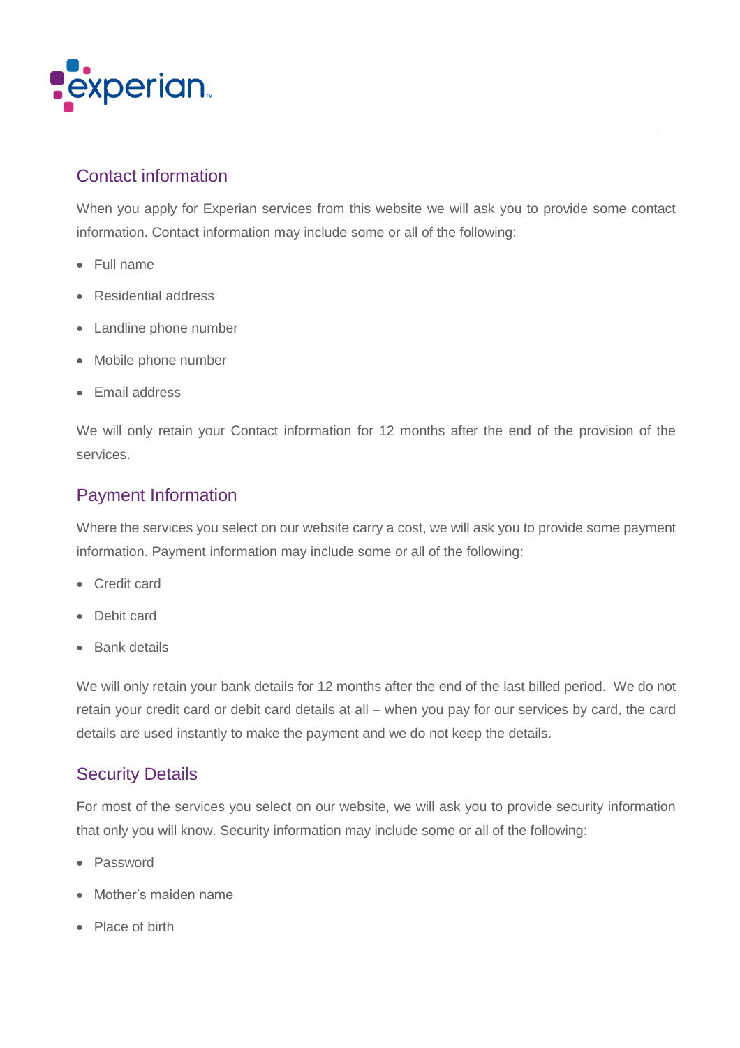## Contact information

When you apply for Experian services from this website we will ask you to provide some contact information. Contact information may include some or all of the following:

- Full name
- Residential address
- Landline phone number
- Mobile phone number
- Email address

We will only retain your Contact information for 12 months after the end of the provision of the services.

## Payment Information

Where the services you select on our website carry a cost, we will ask you to provide some payment information. Payment information may include some or all of the following:

- Credit card
- Debit card
- Bank details

We will only retain your bank details for 12 months after the end of the last billed period. We do not retain your credit card or debit card details at all – when you pay for our services by card, the card details are used instantly to make the payment and we do not keep the details.

## Security Details

For most of the services you select on our website, we will ask you to provide security information that only you will know. Security information may include some or all of the following:

- Password
- Mother's maiden name
- Place of birth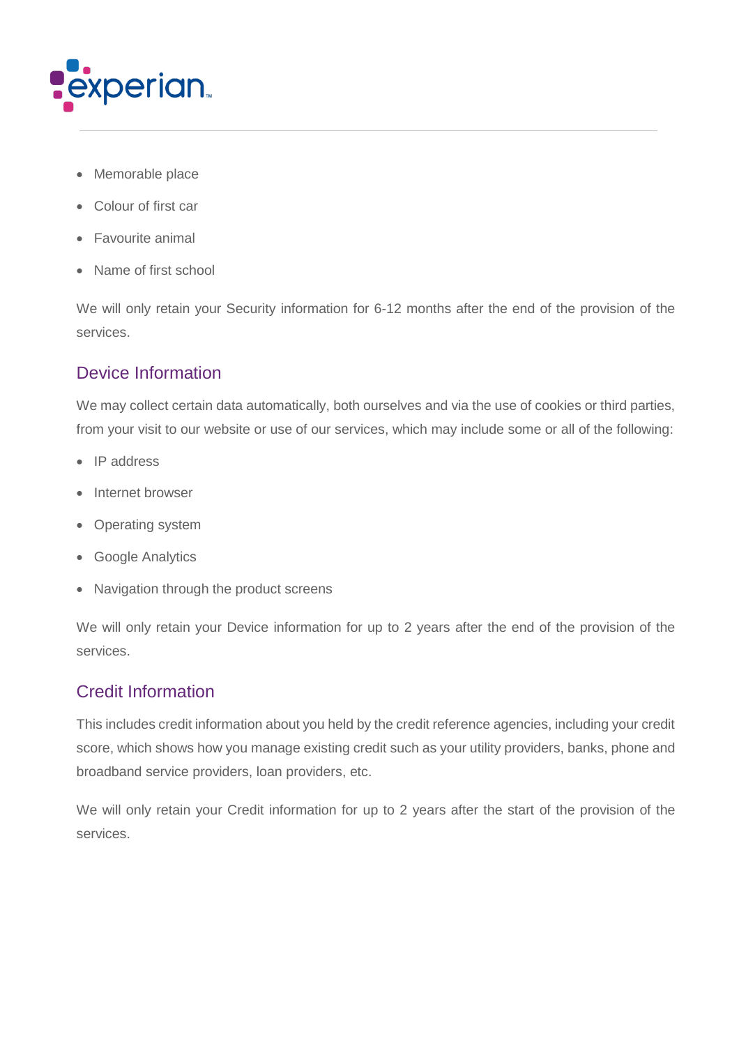- Memorable place
- Colour of first car
- Favourite animal
- Name of first school

We will only retain your Security information for 6-12 months after the end of the provision of the services.

## Device Information

We may collect certain data automatically, both ourselves and via the use of cookies or third parties, from your visit to our website or use of our services, which may include some or all of the following:

- IP address
- Internet browser
- Operating system
- Google Analytics
- Navigation through the product screens

We will only retain your Device information for up to 2 years after the end of the provision of the services.

## Credit Information

This includes credit information about you held by the credit reference agencies, including your credit score, which shows how you manage existing credit such as your utility providers, banks, phone and broadband service providers, loan providers, etc.

We will only retain your Credit information for up to 2 years after the start of the provision of the services.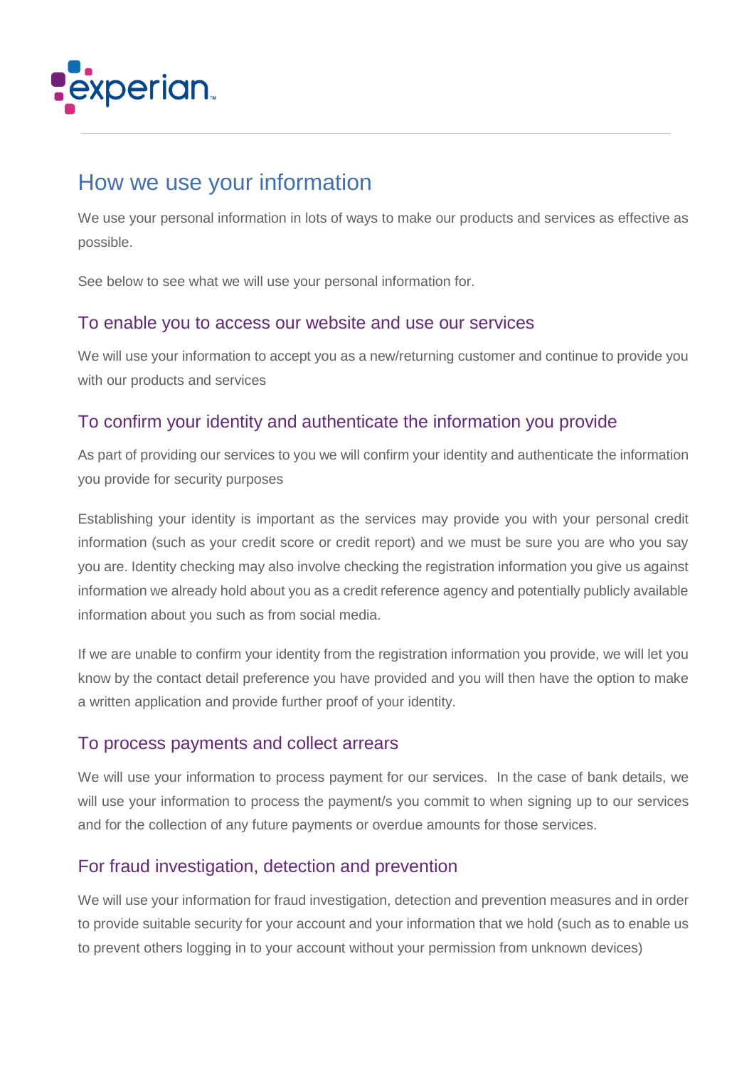## How we use your information

We use your personal information in lots of ways to make our products and services as effective as possible.

See below to see what we will use your personal information for.

### To enable you to access our website and use our services

We will use your information to accept you as a new/returning customer and continue to provide you with our products and services

### To confirm your identity and authenticate the information you provide

As part of providing our services to you we will confirm your identity and authenticate the information you provide for security purposes

Establishing your identity is important as the services may provide you with your personal credit information (such as your credit score or credit report) and we must be sure you are who you say you are. Identity checking may also involve checking the registration information you give us against information we already hold about you as a credit reference agency and potentially publicly available information about you such as from social media.

If we are unable to confirm your identity from the registration information you provide, we will let you know by the contact detail preference you have provided and you will then have the option to make a written application and provide further proof of your identity.

### To process payments and collect arrears

We will use your information to process payment for our services. In the case of bank details, we will use your information to process the payment/s you commit to when signing up to our services and for the collection of any future payments or overdue amounts for those services.

### For fraud investigation, detection and prevention

We will use your information for fraud investigation, detection and prevention measures and in order to provide suitable security for your account and your information that we hold (such as to enable us to prevent others logging in to your account without your permission from unknown devices)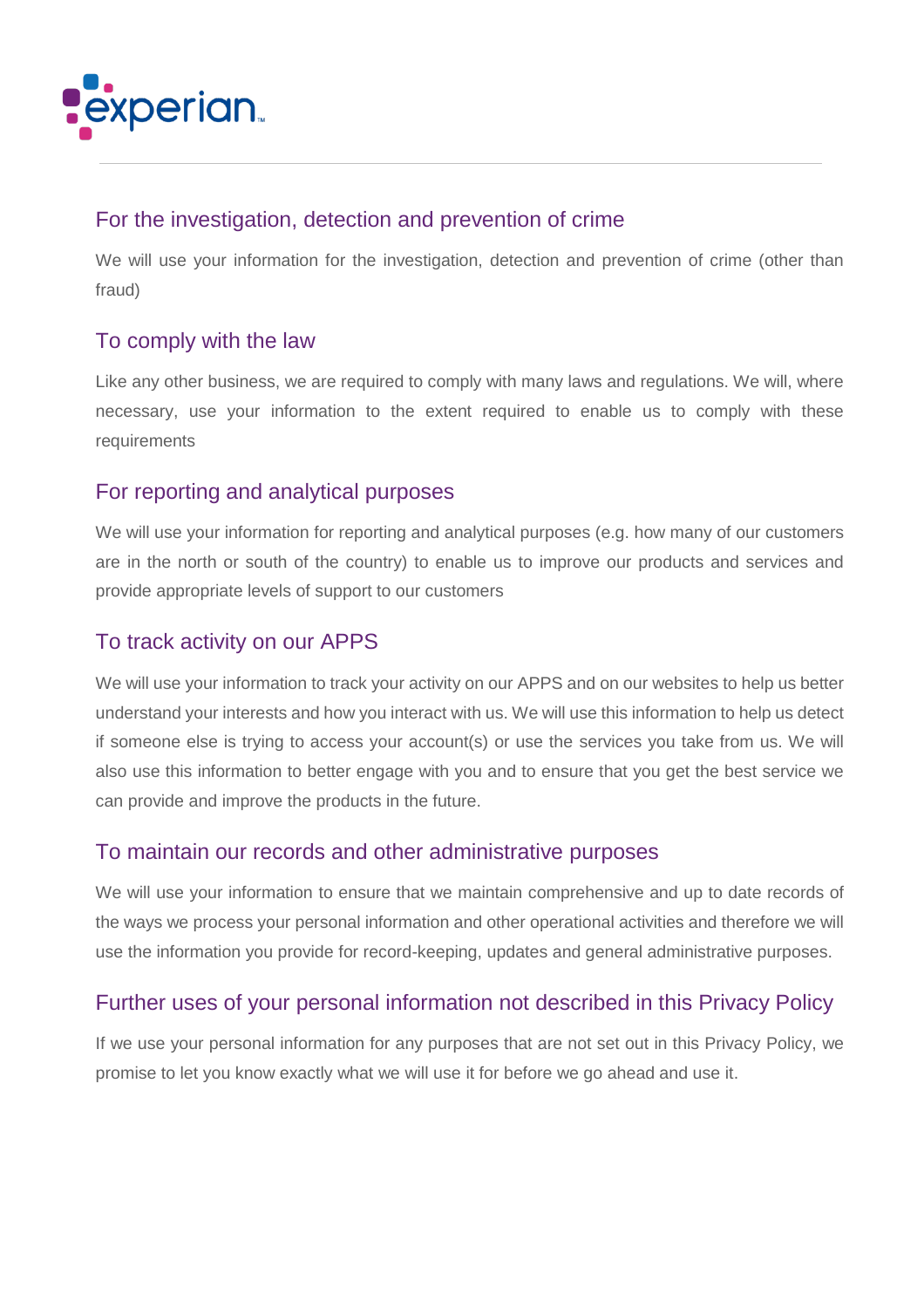## For the investigation, detection and prevention of crime

We will use your information for the investigation, detection and prevention of crime (other than fraud)

## To comply with the law

Like any other business, we are required to comply with many laws and regulations. We will, where necessary, use your information to the extent required to enable us to comply with these requirements

## For reporting and analytical purposes

We will use your information for reporting and analytical purposes (e.g. how many of our customers are in the north or south of the country) to enable us to improve our products and services and provide appropriate levels of support to our customers

## To track activity on our APPS

We will use your information to track your activity on our APPS and on our websites to help us better understand your interests and how you interact with us. We will use this information to help us detect if someone else is trying to access your account(s) or use the services you take from us. We will also use this information to better engage with you and to ensure that you get the best service we can provide and improve the products in the future.

## To maintain our records and other administrative purposes

We will use your information to ensure that we maintain comprehensive and up to date records of the ways we process your personal information and other operational activities and therefore we will use the information you provide for record-keeping, updates and general administrative purposes.

## Further uses of your personal information not described in this Privacy Policy

If we use your personal information for any purposes that are not set out in this Privacy Policy, we promise to let you know exactly what we will use it for before we go ahead and use it.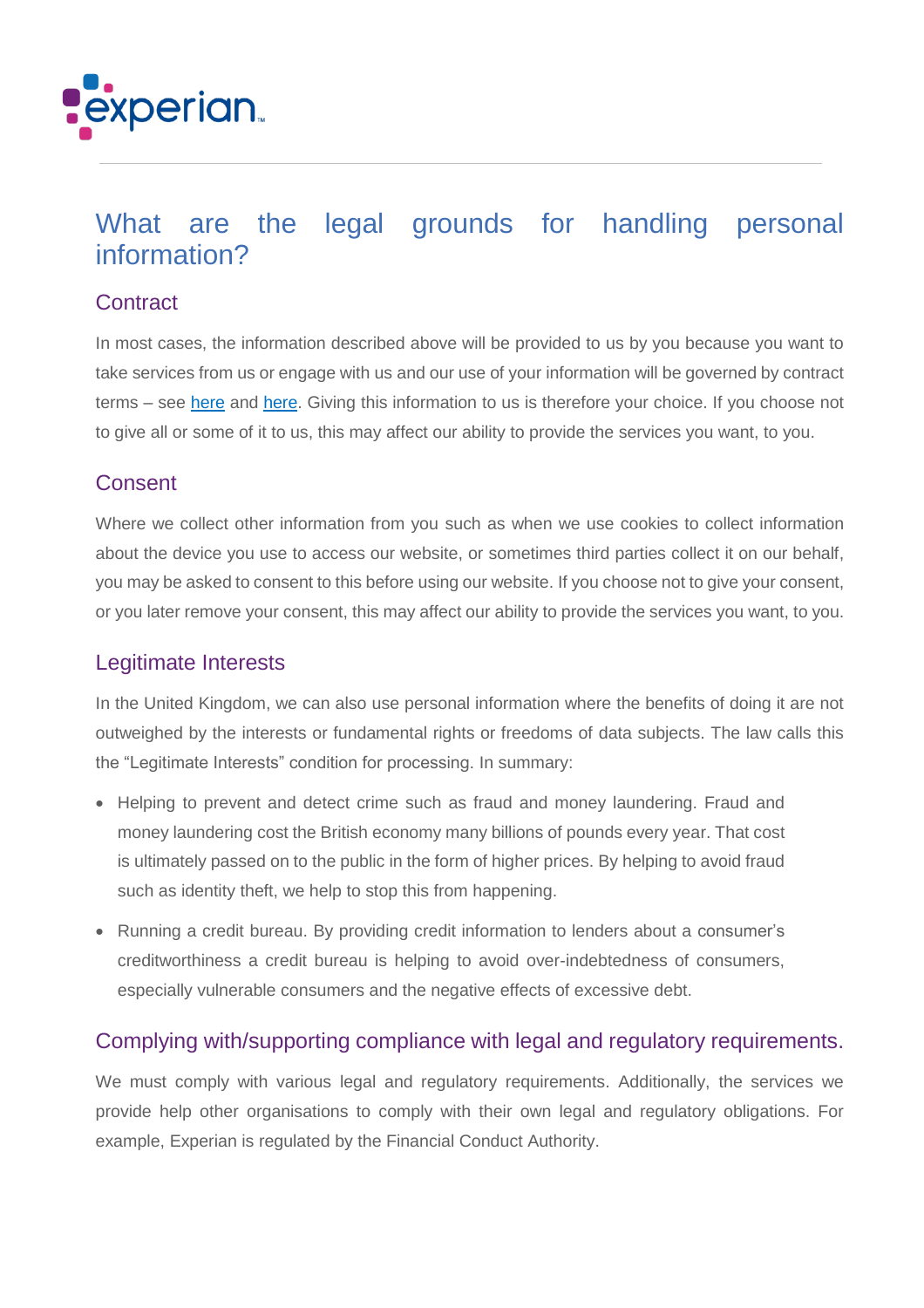# What are the legal grounds for handling personal information?

## Contract

In most cases, the information described above will be provided to us by you because you want to take services from us or engage with us and our use of your information will be governed by contract terms – see here and here. Giving this information to us is therefore your choice. If you choose not to give all or some of it to us, this may affect our ability to provide the services you want, to you.

## Consent

Where we collect other information from you such as when we use cookies to collect information about the device you use to access our website, or sometimes third parties collect it on our behalf, you may be asked to consent to this before using our website. If you choose not to give your consent, or you later remove your consent, this may affect our ability to provide the services you want, to you.

## Legitimate Interests

In the United Kingdom, we can also use personal information where the benefits of doing it are not outweighed by the interests or fundamental rights or freedoms of data subjects. The law calls this the "Legitimate Interests" condition for processing. In summary:

- Helping to prevent and detect crime such as fraud and money laundering. Fraud and money laundering cost the British economy many billions of pounds every year. That cost is ultimately passed on to the public in the form of higher prices. By helping to avoid fraud such as identity theft, we help to stop this from happening.
- Running a credit bureau. By providing credit information to lenders about a consumer's creditworthiness a credit bureau is helping to avoid over-indebtedness of consumers, especially vulnerable consumers and the negative effects of excessive debt.

## Complying with/supporting compliance with legal and regulatory requirements.

We must comply with various legal and regulatory requirements. Additionally, the services we provide help other organisations to comply with their own legal and regulatory obligations. For example, Experian is regulated by the Financial Conduct Authority.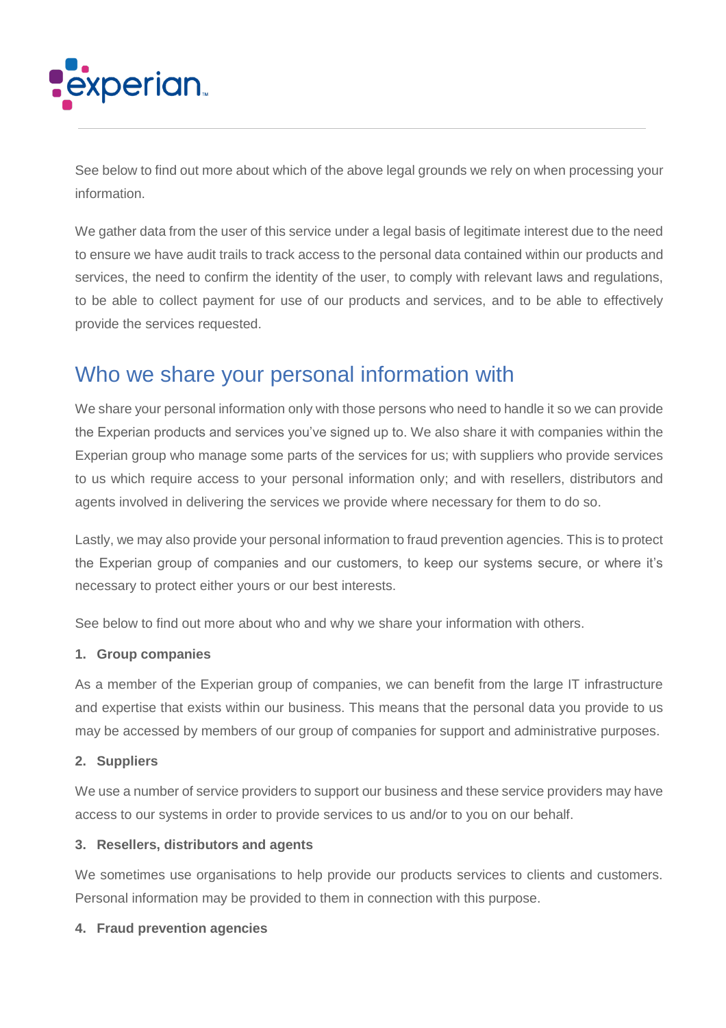See below to find out more about which of the above legal grounds we rely on when processing your information.

We gather data from the user of this service under a legal basis of legitimate interest due to the need to ensure we have audit trails to track access to the personal data contained within our products and services, the need to confirm the identity of the user, to comply with relevant laws and regulations, to be able to collect payment for use of our products and services, and to be able to effectively provide the services requested.

## Who we share your personal information with

We share your personal information only with those persons who need to handle it so we can provide the Experian products and services you've signed up to. We also share it with companies within the Experian group who manage some parts of the services for us; with suppliers who provide services to us which require access to your personal information only; and with resellers, distributors and agents involved in delivering the services we provide where necessary for them to do so.

Lastly, we may also provide your personal information to fraud prevention agencies. This is to protect the Experian group of companies and our customers, to keep our systems secure, or where it's necessary to protect either yours or our best interests.

See below to find out more about who and why we share your information with others.

**1. Group companies**

As a member of the Experian group of companies, we can benefit from the large IT infrastructure and expertise that exists within our business. This means that the personal data you provide to us may be accessed by members of our group of companies for support and administrative purposes.

**2. Suppliers**

We use a number of service providers to support our business and these service providers may have access to our systems in order to provide services to us and/or to you on our behalf.

**3. Resellers, distributors and agents**

We sometimes use organisations to help provide our products services to clients and customers. Personal information may be provided to them in connection with this purpose.

**4. Fraud prevention agencies**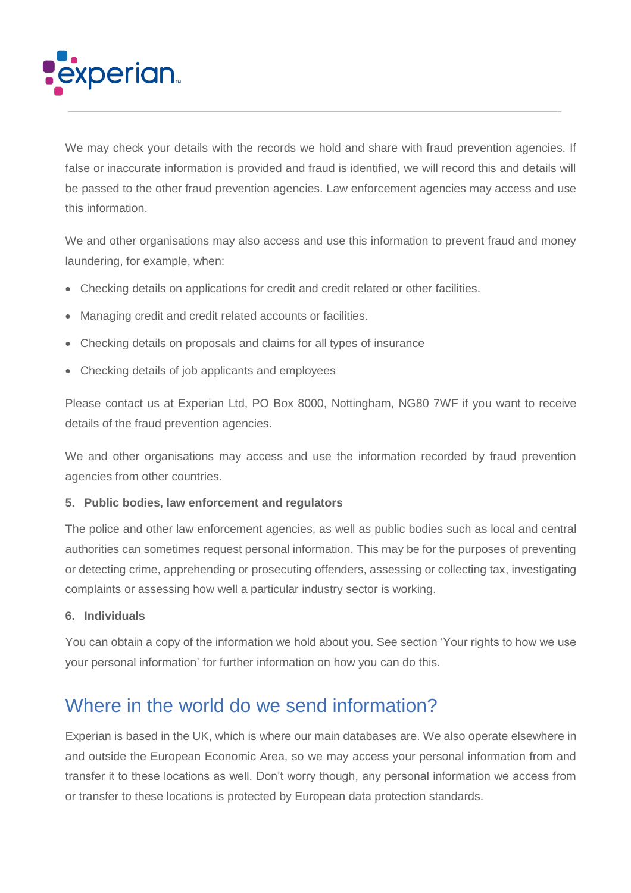We may check your details with the records we hold and share with fraud prevention agencies. If false or inaccurate information is provided and fraud is identified, we will record this and details will be passed to the other fraud prevention agencies. Law enforcement agencies may access and use this information.

We and other organisations may also access and use this information to prevent fraud and money laundering, for example, when:

- Checking details on applications for credit and credit related or other facilities.
- Managing credit and credit related accounts or facilities.
- Checking details on proposals and claims for all types of insurance
- Checking details of job applicants and employees

Please contact us at Experian Ltd, PO Box 8000, Nottingham, NG80 7WF if you want to receive details of the fraud prevention agencies.

We and other organisations may access and use the information recorded by fraud prevention agencies from other countries.

**5. Public bodies, law enforcement and regulators**

The police and other law enforcement agencies, as well as public bodies such as local and central authorities can sometimes request personal information. This may be for the purposes of preventing or detecting crime, apprehending or prosecuting offenders, assessing or collecting tax, investigating complaints or assessing how well a particular industry sector is working.

**6. Individuals**

You can obtain a copy of the information we hold about you. See section 'Your rights to how we use your personal information' for further information on how you can do this.

## Where in the world do we send information?

Experian is based in the UK, which is where our main databases are. We also operate elsewhere in and outside the European Economic Area, so we may access your personal information from and transfer it to these locations as well. Don't worry though, any personal information we access from or transfer to these locations is protected by European data protection standards.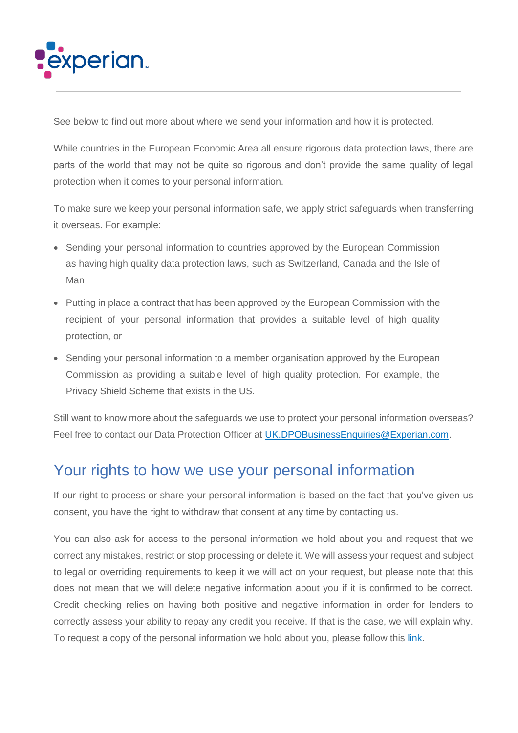See below to find out more about where we send your information and how it is protected.

While countries in the European Economic Area all ensure rigorous data protection laws, there are parts of the world that may not be quite so rigorous and don't provide the same quality of legal protection when it comes to your personal information.

To make sure we keep your personal information safe, we apply strict safeguards when transferring it overseas. For example:

- Sending your personal information to countries approved by the European Commission as having high quality data protection laws, such as Switzerland, Canada and the Isle of Man
- Putting in place a contract that has been approved by the European Commission with the recipient of your personal information that provides a suitable level of high quality protection, or
- Sending your personal information to a member organisation approved by the European Commission as providing a suitable level of high quality protection. For example, the Privacy Shield Scheme that exists in the US.

Still want to know more about the safeguards we use to protect your personal information overseas? Feel free to contact our Data Protection Officer at UK.DPOBusinessEnquiries@Experian.com.

## Your rights to how we use your personal information

If our right to process or share your personal information is based on the fact that you've given us consent, you have the right to withdraw that consent at any time by contacting us.

You can also ask for access to the personal information we hold about you and request that we correct any mistakes, restrict or stop processing or delete it. We will assess your request and subject to legal or overriding requirements to keep it we will act on your request, but please note that this does not mean that we will delete negative information about you if it is confirmed to be correct. Credit checking relies on having both positive and negative information in order for lenders to correctly assess your ability to repay any credit you receive. If that is the case, we will explain why. To request a copy of the personal information we hold about you, please follow this link.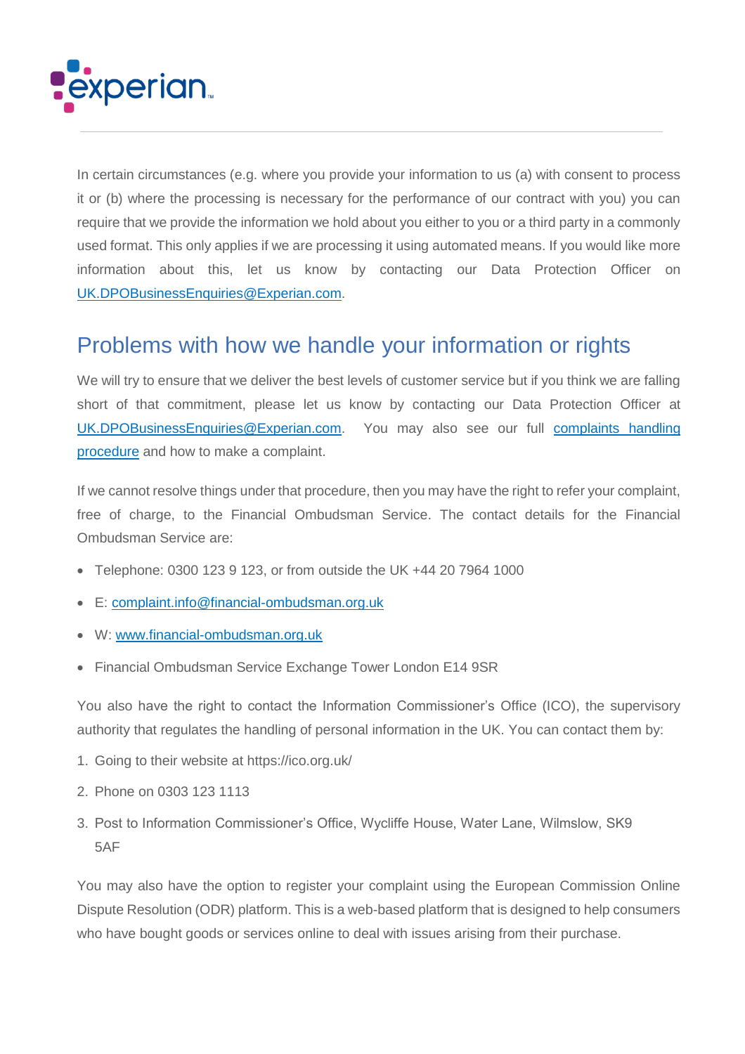In certain circumstances (e.g. where you provide your information to us (a) with consent to process it or (b) where the processing is necessary for the performance of our contract with you) you can require that we provide the information we hold about you either to you or a third party in a commonly used format. This only applies if we are processing it using automated means. If you would like more information about this, let us know by contacting our Data Protection Officer on UK.DPOBusinessEnquiries@Experian.com.

## Problems with how we handle your information or rights

We will try to ensure that we deliver the best levels of customer service but if you think we are falling short of that commitment, please let us know by contacting our Data Protection Officer at UK.DPOBusinessEnquiries@Experian.com. You may also see our full complaints handling procedure and how to make a complaint.

If we cannot resolve things under that procedure, then you may have the right to refer your complaint, free of charge, to the Financial Ombudsman Service. The contact details for the Financial Ombudsman Service are:

- Telephone: 0300 123 9 123, or from outside the UK +44 20 7964 1000
- E: complaint.info@financial-ombudsman.org.uk
- W: www.financial-ombudsman.org.uk
- Financial Ombudsman Service Exchange Tower London E14 9SR

You also have the right to contact the Information Commissioner's Office (ICO), the supervisory authority that regulates the handling of personal information in the UK. You can contact them by:

1. Going to their website at https://ico.org.uk/
2. Phone on 0303 123 1113
3. Post to Information Commissioner's Office, Wycliffe House, Water Lane, Wilmslow, SK9 5AF

You may also have the option to register your complaint using the European Commission Online Dispute Resolution (ODR) platform. This is a web-based platform that is designed to help consumers who have bought goods or services online to deal with issues arising from their purchase.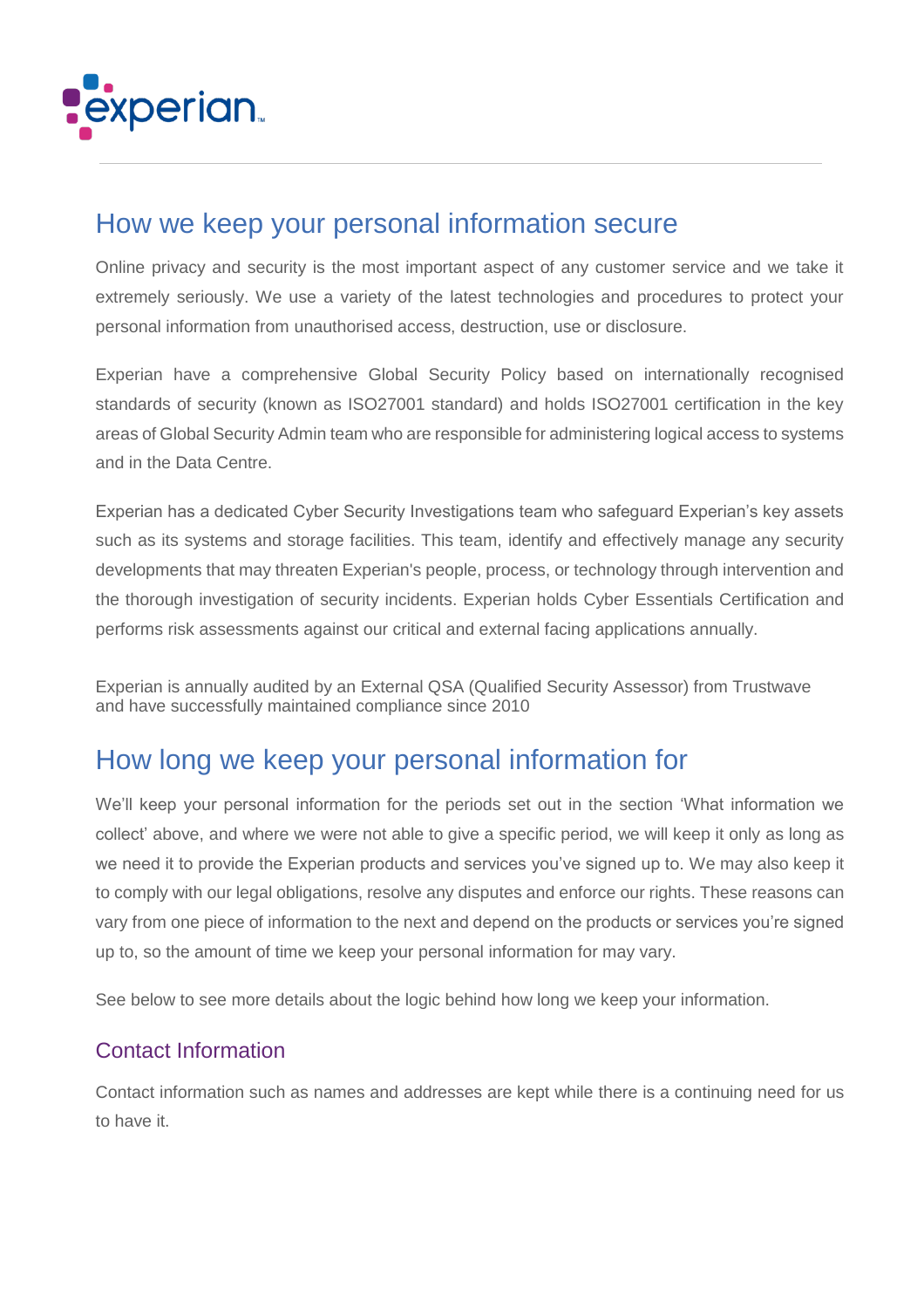## How we keep your personal information secure

Online privacy and security is the most important aspect of any customer service and we take it extremely seriously. We use a variety of the latest technologies and procedures to protect your personal information from unauthorised access, destruction, use or disclosure.

Experian have a comprehensive Global Security Policy based on internationally recognised standards of security (known as ISO27001 standard) and holds ISO27001 certification in the key areas of Global Security Admin team who are responsible for administering logical access to systems and in the Data Centre.

Experian has a dedicated Cyber Security Investigations team who safeguard Experian's key assets such as its systems and storage facilities. This team, identify and effectively manage any security developments that may threaten Experian's people, process, or technology through intervention and the thorough investigation of security incidents. Experian holds Cyber Essentials Certification and performs risk assessments against our critical and external facing applications annually.

Experian is annually audited by an External QSA (Qualified Security Assessor) from Trustwave and have successfully maintained compliance since 2010

## How long we keep your personal information for

We'll keep your personal information for the periods set out in the section 'What information we collect' above, and where we were not able to give a specific period, we will keep it only as long as we need it to provide the Experian products and services you've signed up to. We may also keep it to comply with our legal obligations, resolve any disputes and enforce our rights. These reasons can vary from one piece of information to the next and depend on the products or services you're signed up to, so the amount of time we keep your personal information for may vary.

See below to see more details about the logic behind how long we keep your information.

### Contact Information

Contact information such as names and addresses are kept while there is a continuing need for us to have it.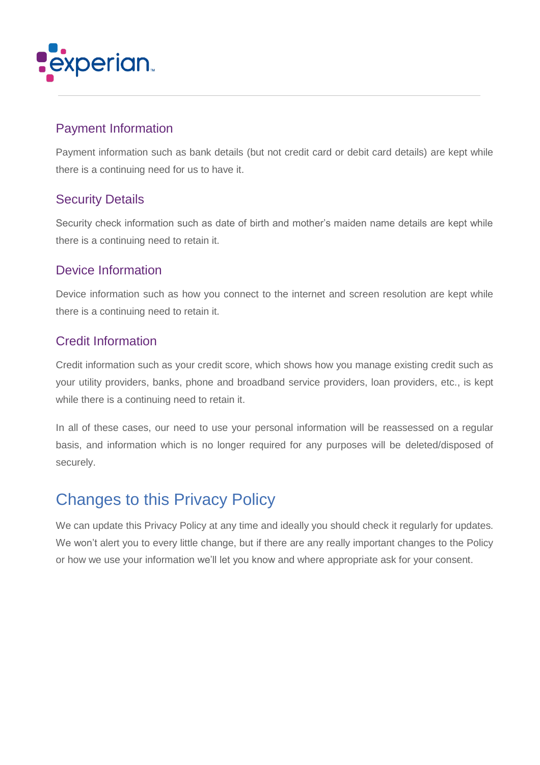### Payment Information

Payment information such as bank details (but not credit card or debit card details) are kept while there is a continuing need for us to have it.

### Security Details

Security check information such as date of birth and mother's maiden name details are kept while there is a continuing need to retain it.

### Device Information

Device information such as how you connect to the internet and screen resolution are kept while there is a continuing need to retain it.

### Credit Information

Credit information such as your credit score, which shows how you manage existing credit such as your utility providers, banks, phone and broadband service providers, loan providers, etc., is kept while there is a continuing need to retain it.

In all of these cases, our need to use your personal information will be reassessed on a regular basis, and information which is no longer required for any purposes will be deleted/disposed of securely.

## Changes to this Privacy Policy

We can update this Privacy Policy at any time and ideally you should check it regularly for updates. We won't alert you to every little change, but if there are any really important changes to the Policy or how we use your information we'll let you know and where appropriate ask for your consent.